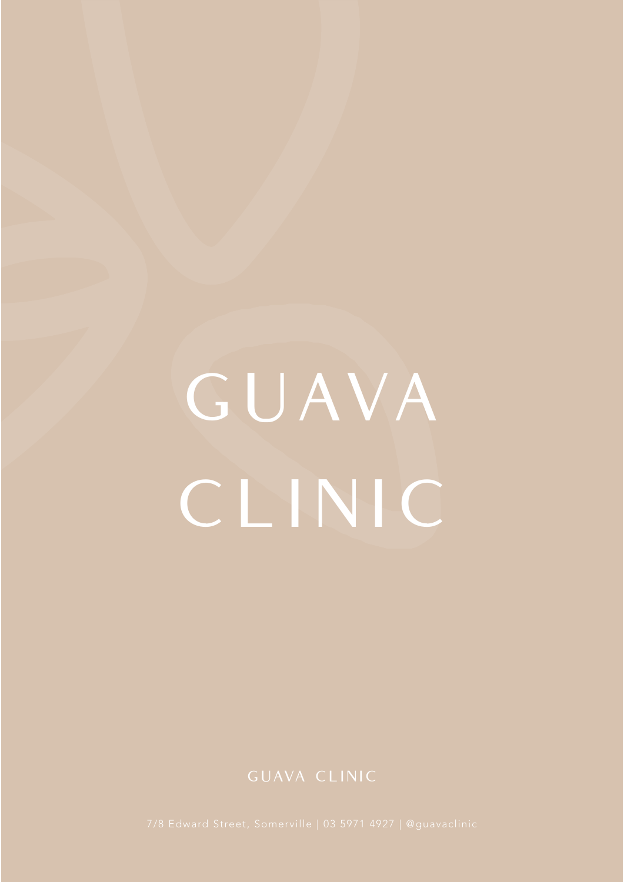# GUAVA CLINIC

GUAVA CLINIC

7/8 Edward Street, Somerville | 03 5971 4927 | @guavaclinic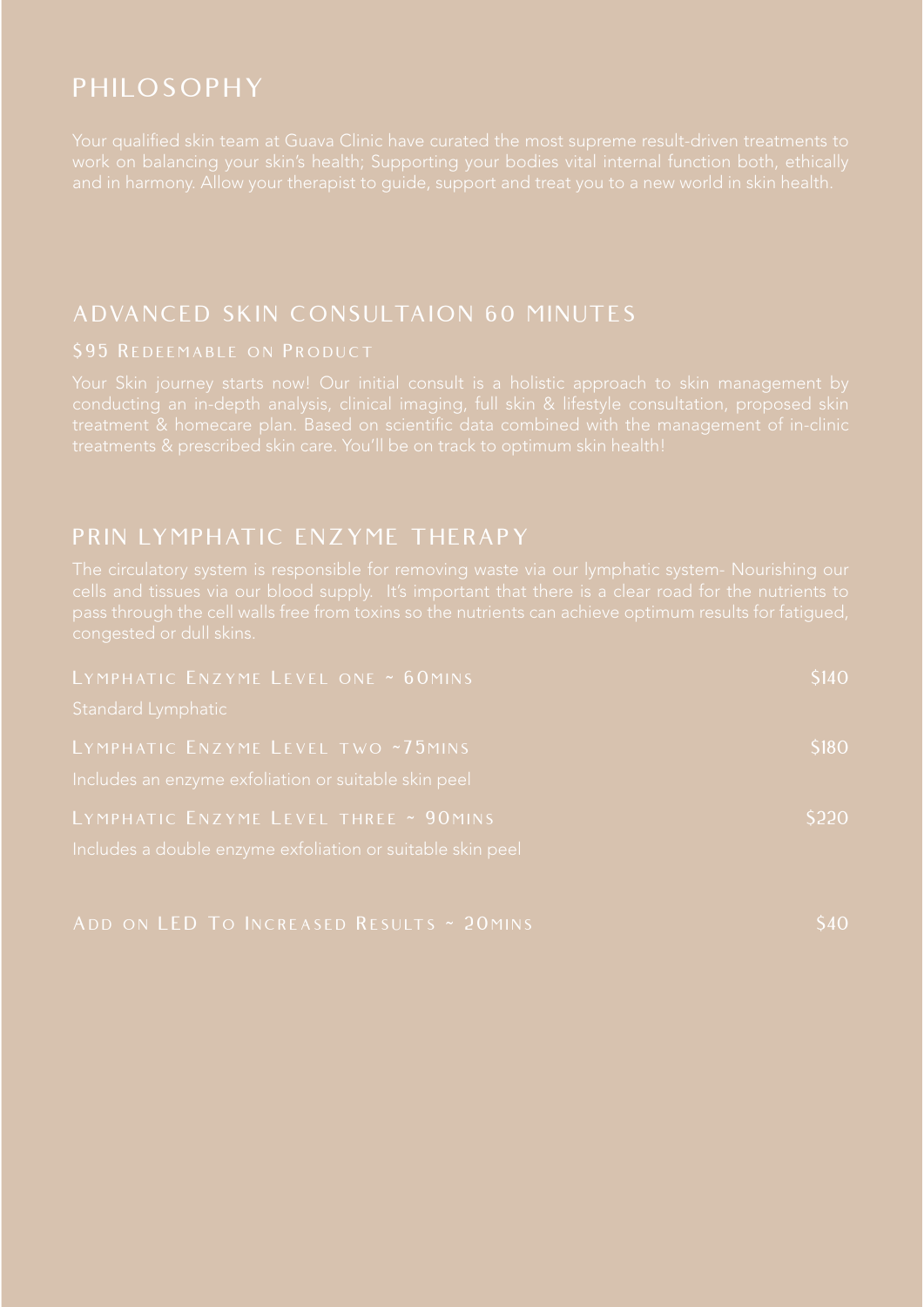## PHILOSOPHY

Your qualified skin team at Guava Clinic have curated the most supreme result-driven treatments to work on balancing your skin's health; Supporting your bodies vital internal function both, ethically and in harmony. Allow your therapist to guide, support and treat you to a new world in skin health.

## ADVANCED SKIN CONSULTAION 60 MINUTES

### $95 Redeemable on Product

Your Skin journey starts now! Our initial consult is a holistic approach to skin management by conducting an in-depth analysis, clinical imaging, full skin & lifestyle consultation, proposed skin treatment & homecare plan. Based on scientific data combined with the management of in-clinic treatments & prescribed skin care. You'll be on track to optimum skin health!

## PRIN LYMPHATIC ENZYME THERAPY

The circulatory system is responsible for removing waste via our lymphatic system- Nourishing our cells and tissues via our blood supply. It's important that there is a clear road for the nutrients to pass through the cell walls free from toxins so the nutrients can achieve optimum results for fatigued, congested or dull skins.

| | |
|---|---|
| Lymphatic Enzyme Level one ~ 60mins<br>Standard Lymphatic | $140 |
| Lymphatic Enzyme Level two ~75mins<br>Includes an enzyme exfoliation or suitable skin peel | $180 |
| Lymphatic Enzyme Level three ~ 90mins<br>Includes a double enzyme exfoliation or suitable skin peel | $220 |
| Add on LED To Increased Results ~ 20mins | $40 |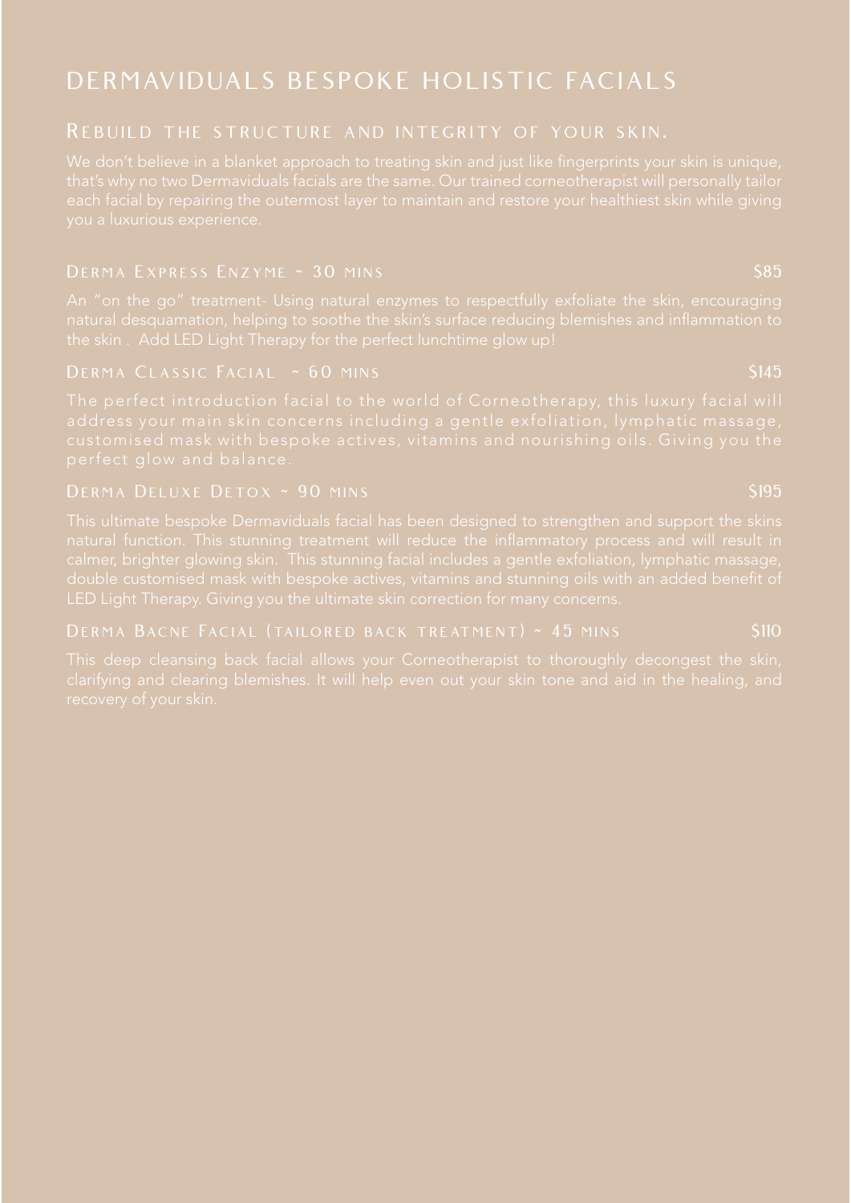# DERMAVIDUALS BESPOKE HOLISTIC FACIALS

## Rebuild the structure and integrity of your skin.

We don't believe in a blanket approach to treating skin and just like fingerprints your skin is unique, that's why no two Dermaviduals facials are the same. Our trained corneotherapist will personally tailor each facial by repairing the outermost layer to maintain and restore your healthiest skin while giving you a luxurious experience.

### Derma Express Enzyme ~ 30 mins — $85

An "on the go" treatment- Using natural enzymes to respectfully exfoliate the skin, encouraging natural desquamation, helping to soothe the skin's surface reducing blemishes and inflammation to the skin . Add LED Light Therapy for the perfect lunchtime glow up!

### Derma Classic Facial ~ 60 mins — $145

The perfect introduction facial to the world of Corneotherapy, this luxury facial will address your main skin concerns including a gentle exfoliation, lymphatic massage, customised mask with bespoke actives, vitamins and nourishing oils. Giving you the perfect glow and balance.

### Derma Deluxe Detox ~ 90 mins — $195

This ultimate bespoke Dermaviduals facial has been designed to strengthen and support the skins natural function. This stunning treatment will reduce the inflammatory process and will result in calmer, brighter glowing skin. This stunning facial includes a gentle exfoliation, lymphatic massage, double customised mask with bespoke actives, vitamins and stunning oils with an added benefit of LED Light Therapy. Giving you the ultimate skin correction for many concerns.

### Derma Bacne Facial (tailored back treatment) ~ 45 mins — $110

This deep cleansing back facial allows your Corneotherapist to thoroughly decongest the skin, clarifying and clearing blemishes. It will help even out your skin tone and aid in the healing, and recovery of your skin.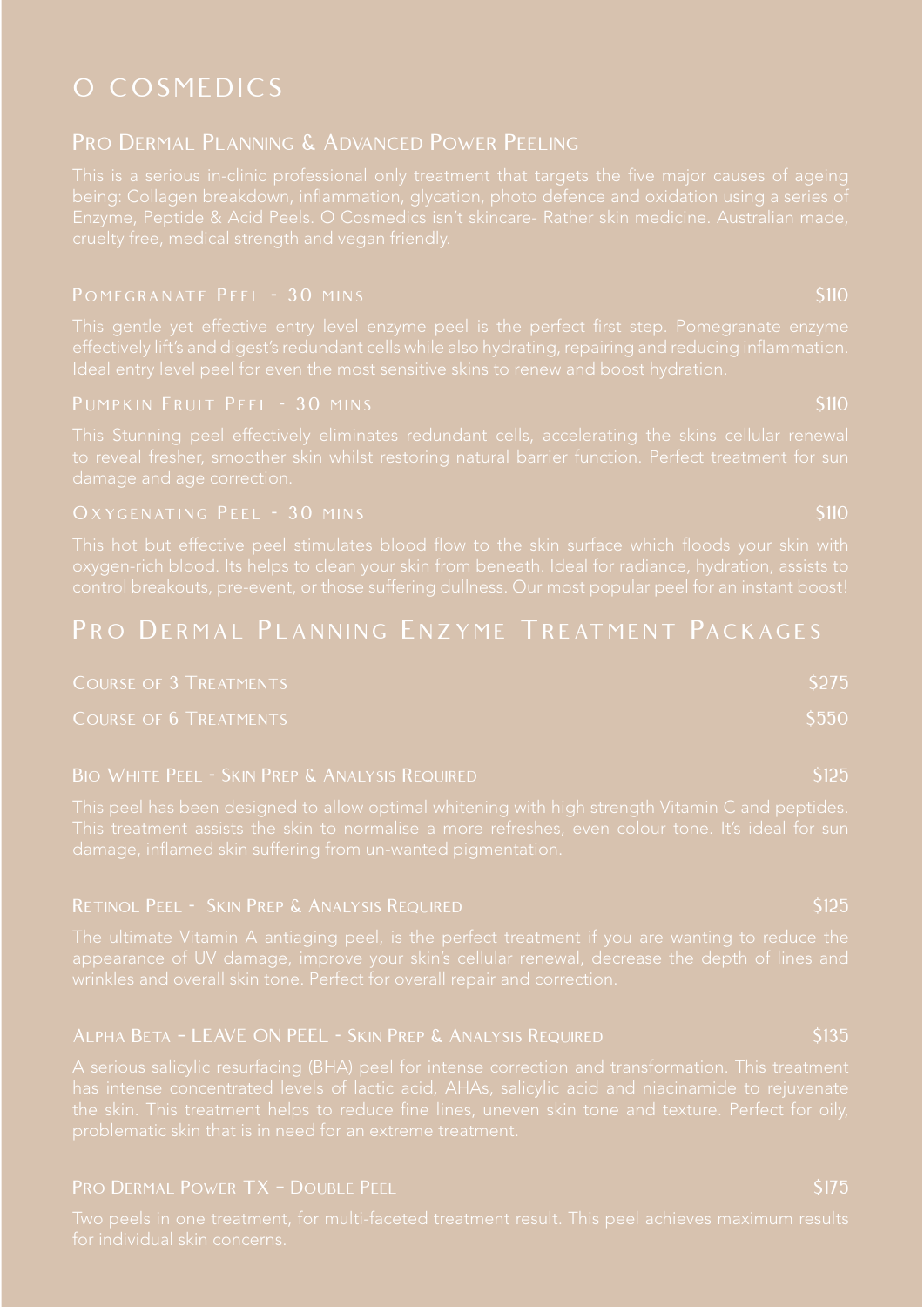# O COSMEDICS

## Pro Dermal Planning & Advanced Power Peeling

This is a serious in-clinic professional only treatment that targets the five major causes of ageing being: Collagen breakdown, inflammation, glycation, photo defence and oxidation using a series of Enzyme, Peptide & Acid Peels. O Cosmedics isn't skincare- Rather skin medicine. Australian made, cruelty free, medical strength and vegan friendly.

### Pomegranate Peel - 30 mins — $110

This gentle yet effective entry level enzyme peel is the perfect first step. Pomegranate enzyme effectively lift's and digest's redundant cells while also hydrating, repairing and reducing inflammation. Ideal entry level peel for even the most sensitive skins to renew and boost hydration.

### Pumpkin Fruit Peel - 30 mins — $110

This Stunning peel effectively eliminates redundant cells, accelerating the skins cellular renewal to reveal fresher, smoother skin whilst restoring natural barrier function. Perfect treatment for sun damage and age correction.

### Oxygenating Peel - 30 mins — $110

This hot but effective peel stimulates blood flow to the skin surface which floods your skin with oxygen-rich blood. Its helps to clean your skin from beneath. Ideal for radiance, hydration, assists to control breakouts, pre-event, or those suffering dullness. Our most popular peel for an instant boost!

## Pro Dermal Planning Enzyme Treatment Packages

| Package | Price |
| --- | --- |
| Course of 3 Treatments | $275 |
| Course of 6 Treatments | $550 |

### Bio White Peel - Skin Prep & Analysis Required — $125

This peel has been designed to allow optimal whitening with high strength Vitamin C and peptides. This treatment assists the skin to normalise a more refreshes, even colour tone. It's ideal for sun damage, inflamed skin suffering from un-wanted pigmentation.

### Retinol Peel - Skin Prep & Analysis Required — $125

The ultimate Vitamin A antiaging peel, is the perfect treatment if you are wanting to reduce the appearance of UV damage, improve your skin's cellular renewal, decrease the depth of lines and wrinkles and overall skin tone. Perfect for overall repair and correction.

### Alpha Beta – LEAVE ON PEEL - Skin Prep & Analysis Required — $135

A serious salicylic resurfacing (BHA) peel for intense correction and transformation. This treatment has intense concentrated levels of lactic acid, AHAs, salicylic acid and niacinamide to rejuvenate the skin. This treatment helps to reduce fine lines, uneven skin tone and texture. Perfect for oily, problematic skin that is in need for an extreme treatment.

### Pro Dermal Power TX – Double Peel — $175

Two peels in one treatment, for multi-faceted treatment result. This peel achieves maximum results for individual skin concerns.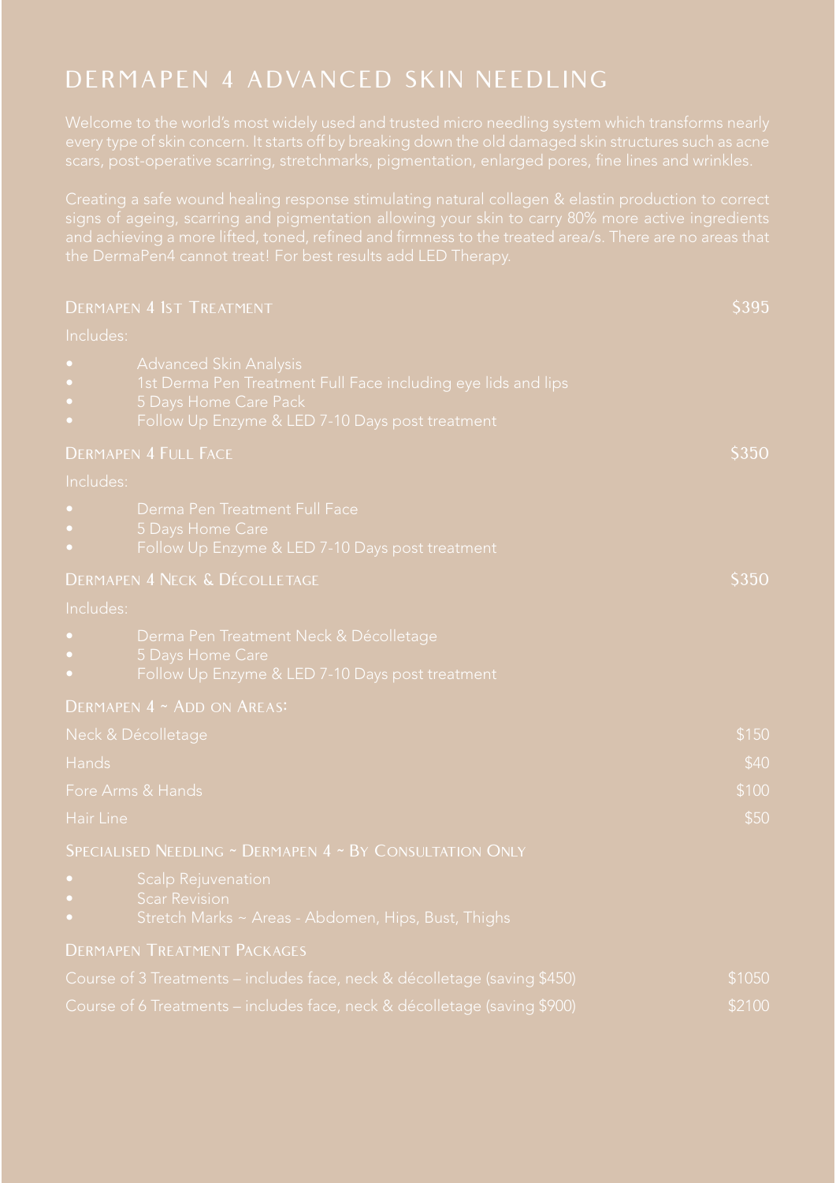# DERMAPEN 4 ADVANCED SKIN NEEDLING

Welcome to the world's most widely used and trusted micro needling system which transforms nearly every type of skin concern. It starts off by breaking down the old damaged skin structures such as acne scars, post-operative scarring, stretchmarks, pigmentation, enlarged pores, fine lines and wrinkles.

Creating a safe wound healing response stimulating natural collagen & elastin production to correct signs of ageing, scarring and pigmentation allowing your skin to carry 80% more active ingredients and achieving a more lifted, toned, refined and firmness to the treated area/s. There are no areas that the DermaPen4 cannot treat! For best results add LED Therapy.

## Dermapen 4 1st Treatment — $395

Includes:

- Advanced Skin Analysis
- 1st Derma Pen Treatment Full Face including eye lids and lips
- 5 Days Home Care Pack
- Follow Up Enzyme & LED 7-10 Days post treatment

## Dermapen 4 Full Face — $350

Includes:

- Derma Pen Treatment Full Face
- 5 Days Home Care
- Follow Up Enzyme & LED 7-10 Days post treatment

## Dermapen 4 Neck & Décolletage — $350

Includes:

- Derma Pen Treatment Neck & Décolletage
- 5 Days Home Care
- Follow Up Enzyme & LED 7-10 Days post treatment

## Dermapen 4 ~ Add on Areas:

| Area | Price |
|---|---|
| Neck & Décolletage | $150 |
| Hands | $40 |
| Fore Arms & Hands | $100 |
| Hair Line | $50 |

## Specialised Needling ~ Dermapen 4 ~ By Consultation Only

- Scalp Rejuvenation
- Scar Revision
- Stretch Marks ~ Areas - Abdomen, Hips, Bust, Thighs

## Dermapen Treatment Packages

| Package | Price |
|---|---|
| Course of 3 Treatments – includes face, neck & décolletage (saving $450) | $1050 |
| Course of 6 Treatments – includes face, neck & décolletage (saving $900) | $2100 |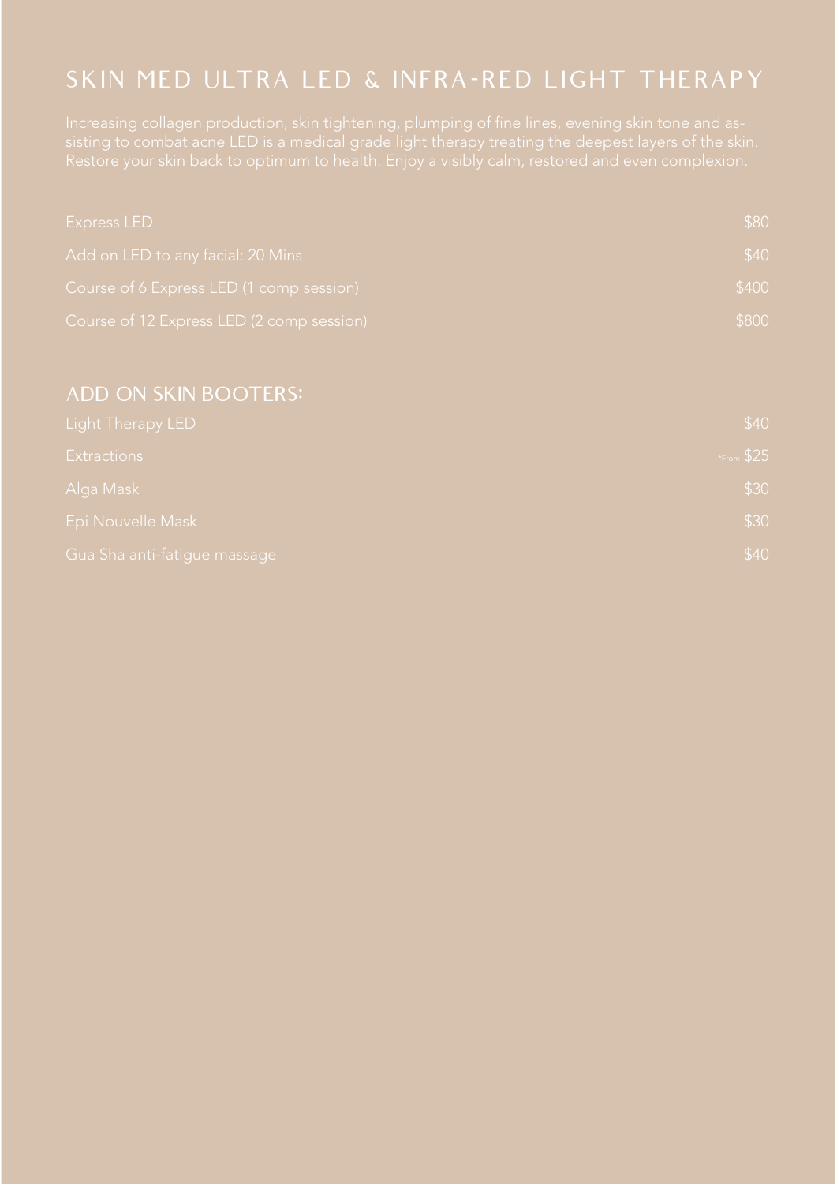# SKIN MED ULTRA LED & INFRA-RED LIGHT THERAPY

Increasing collagen production, skin tightening, plumping of fine lines, evening skin tone and assisting to combat acne LED is a medical grade light therapy treating the deepest layers of the skin. Restore your skin back to optimum to health. Enjoy a visibly calm, restored and even complexion.

| | |
|---|---|
| Express LED | $80 |
| Add on LED to any facial: 20 Mins | $40 |
| Course of 6 Express LED (1 comp session) | $400 |
| Course of 12 Express LED (2 comp session) | $800 |

## ADD ON SKIN BOOTERS:

| | |
|---|---|
| Light Therapy LED | $40 |
| Extractions | *From $25 |
| Alga Mask | $30 |
| Epi Nouvelle Mask | $30 |
| Gua Sha anti-fatigue massage | $40 |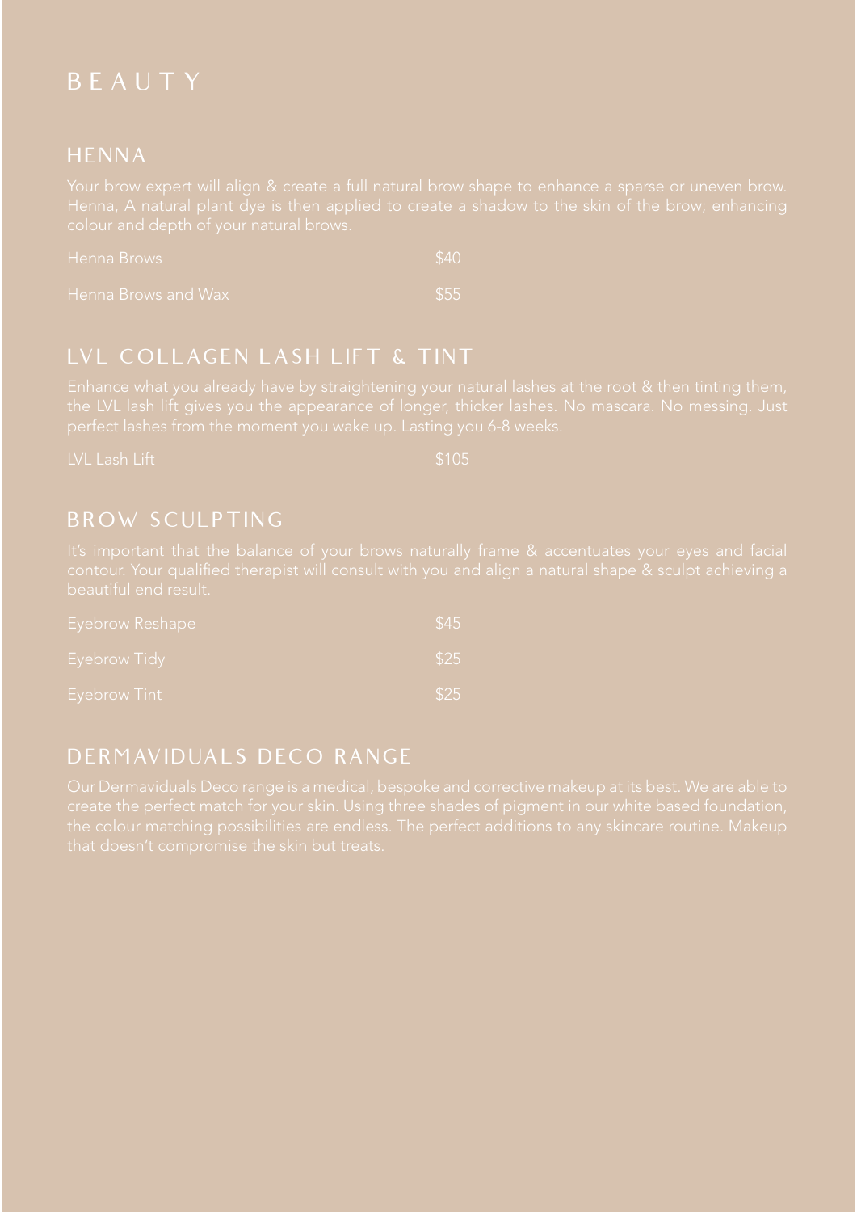# BEAUTY

## HENNA

Your brow expert will align & create a full natural brow shape to enhance a sparse or uneven brow. Henna, A natural plant dye is then applied to create a shadow to the skin of the brow; enhancing colour and depth of your natural brows.

| | |
|---|---|
| Henna Brows | $40 |
| Henna Brows and Wax | $55 |

## LVL COLLAGEN LASH LIFT & TINT

Enhance what you already have by straightening your natural lashes at the root & then tinting them, the LVL lash lift gives you the appearance of longer, thicker lashes. No mascara. No messing. Just perfect lashes from the moment you wake up. Lasting you 6-8 weeks.

| | |
|---|---|
| LVL Lash Lift | $105 |

## BROW SCULPTING

It's important that the balance of your brows naturally frame & accentuates your eyes and facial contour. Your qualified therapist will consult with you and align a natural shape & sculpt achieving a beautiful end result.

| | |
|---|---|
| Eyebrow Reshape | $45 |
| Eyebrow Tidy | $25 |
| Eyebrow Tint | $25 |

## DERMAVIDUALS DECO RANGE

Our Dermaviduals Deco range is a medical, bespoke and corrective makeup at its best. We are able to create the perfect match for your skin. Using three shades of pigment in our white based foundation, the colour matching possibilities are endless. The perfect additions to any skincare routine. Makeup that doesn't compromise the skin but treats.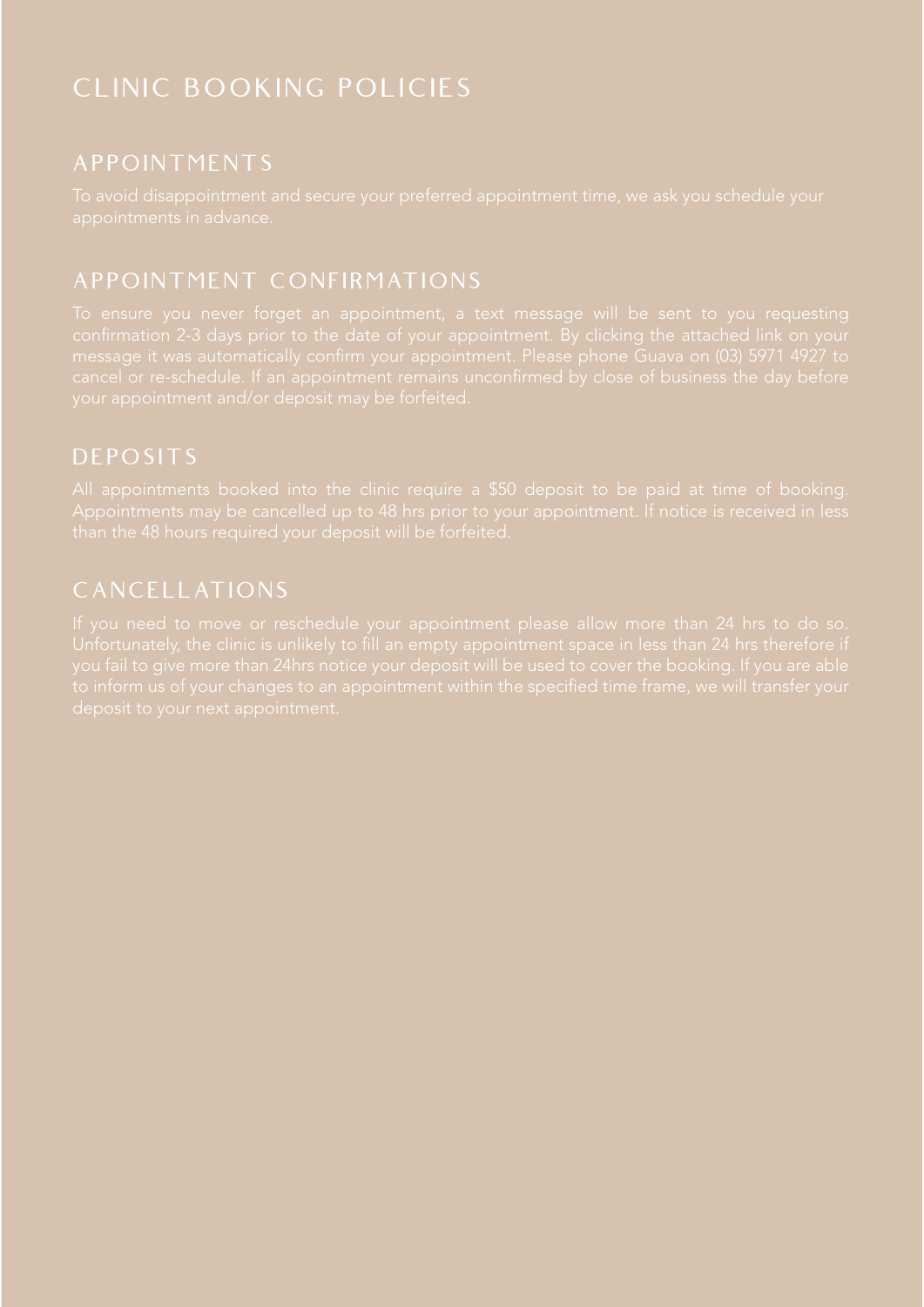# CLINIC BOOKING POLICIES

## APPOINTMENTS

To avoid disappointment and secure your preferred appointment time, we ask you schedule your appointments in advance.

## APPOINTMENT CONFIRMATIONS

To ensure you never forget an appointment, a text message will be sent to you requesting confirmation 2-3 days prior to the date of your appointment. By clicking the attached link on your message it was automatically confirm your appointment. Please phone Guava on (03) 5971 4927 to cancel or re-schedule. If an appointment remains unconfirmed by close of business the day before your appointment and/or deposit may be forfeited.

## DEPOSITS

All appointments booked into the clinic require a $50 deposit to be paid at time of booking. Appointments may be cancelled up to 48 hrs prior to your appointment. If notice is received in less than the 48 hours required your deposit will be forfeited.

## CANCELLATIONS

If you need to move or reschedule your appointment please allow more than 24 hrs to do so. Unfortunately, the clinic is unlikely to fill an empty appointment space in less than 24 hrs therefore if you fail to give more than 24hrs notice your deposit will be used to cover the booking. If you are able to inform us of your changes to an appointment within the specified time frame, we will transfer your deposit to your next appointment.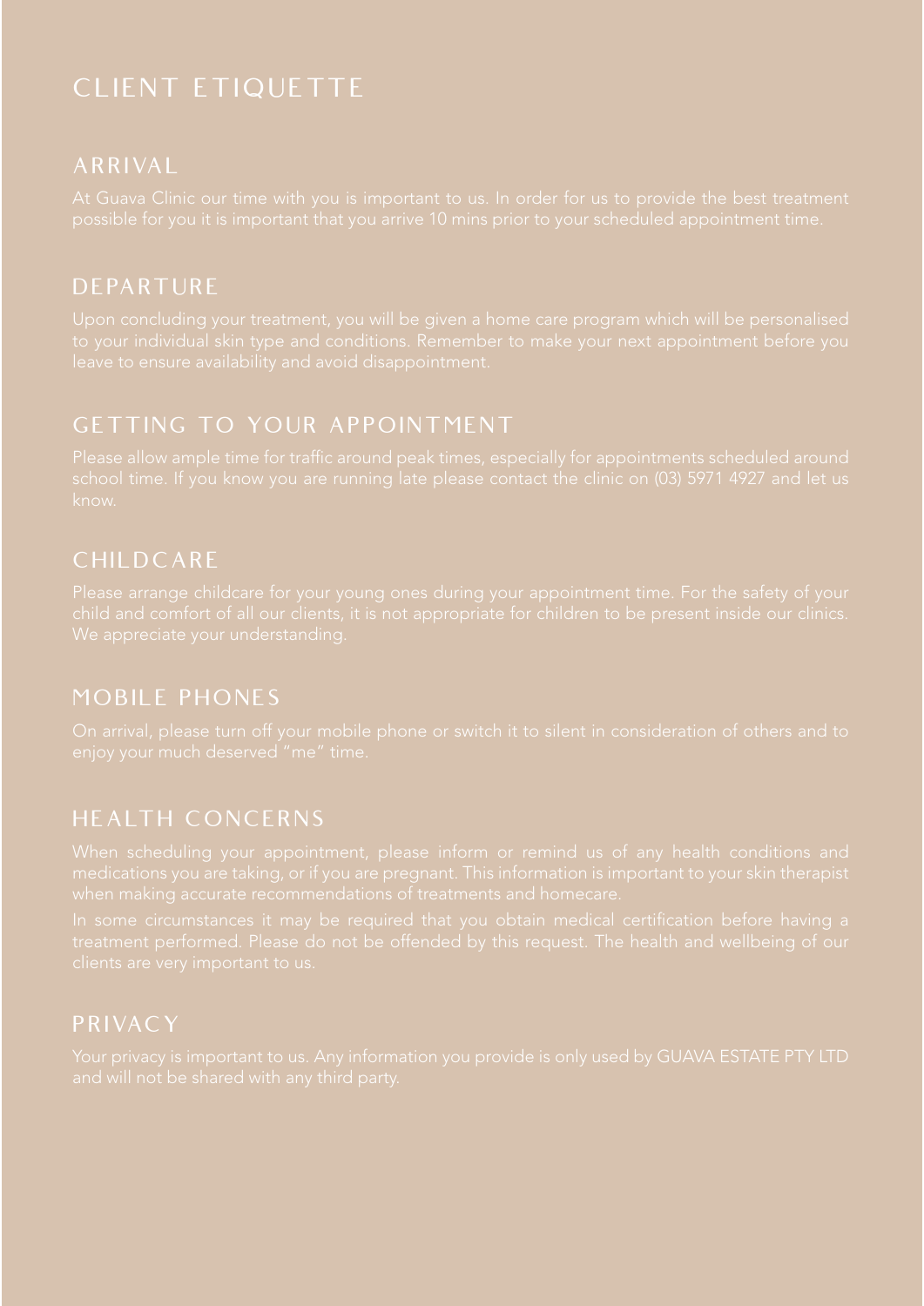# CLIENT ETIQUETTE

## ARRIVAL

At Guava Clinic our time with you is important to us. In order for us to provide the best treatment possible for you it is important that you arrive 10 mins prior to your scheduled appointment time.

## DEPARTURE

Upon concluding your treatment, you will be given a home care program which will be personalised to your individual skin type and conditions. Remember to make your next appointment before you leave to ensure availability and avoid disappointment.

## GETTING TO YOUR APPOINTMENT

Please allow ample time for traffic around peak times, especially for appointments scheduled around school time. If you know you are running late please contact the clinic on (03) 5971 4927 and let us know.

## CHILDCARE

Please arrange childcare for your young ones during your appointment time. For the safety of your child and comfort of all our clients, it is not appropriate for children to be present inside our clinics. We appreciate your understanding.

## MOBILE PHONES

On arrival, please turn off your mobile phone or switch it to silent in consideration of others and to enjoy your much deserved "me" time.

## HEALTH CONCERNS

When scheduling your appointment, please inform or remind us of any health conditions and medications you are taking, or if you are pregnant. This information is important to your skin therapist when making accurate recommendations of treatments and homecare.

In some circumstances it may be required that you obtain medical certification before having a treatment performed. Please do not be offended by this request. The health and wellbeing of our clients are very important to us.

## PRIVACY

Your privacy is important to us. Any information you provide is only used by GUAVA ESTATE PTY LTD and will not be shared with any third party.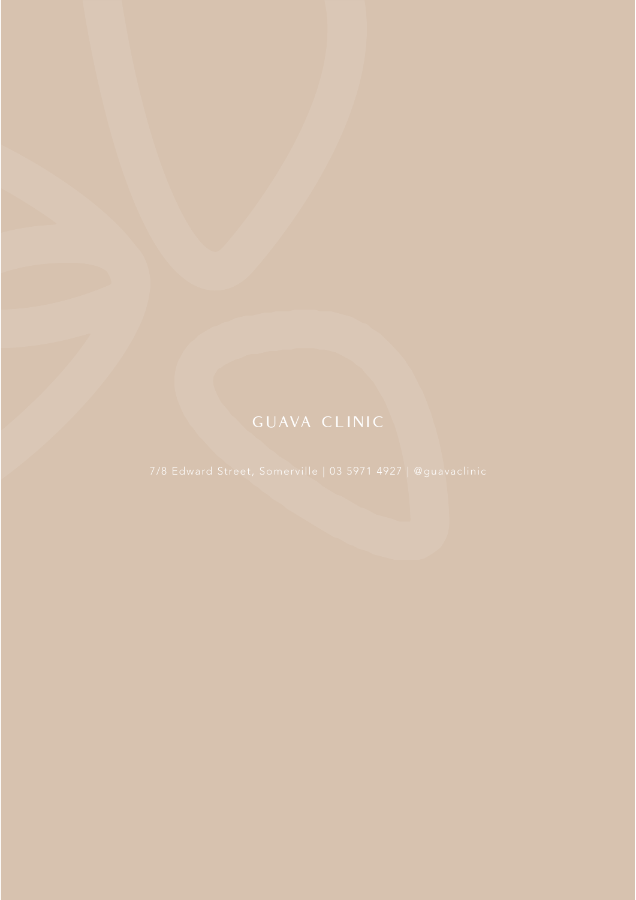GUAVA CLINIC

7/8 Edward Street, Somerville | 03 5971 4927 | @guavaclinic